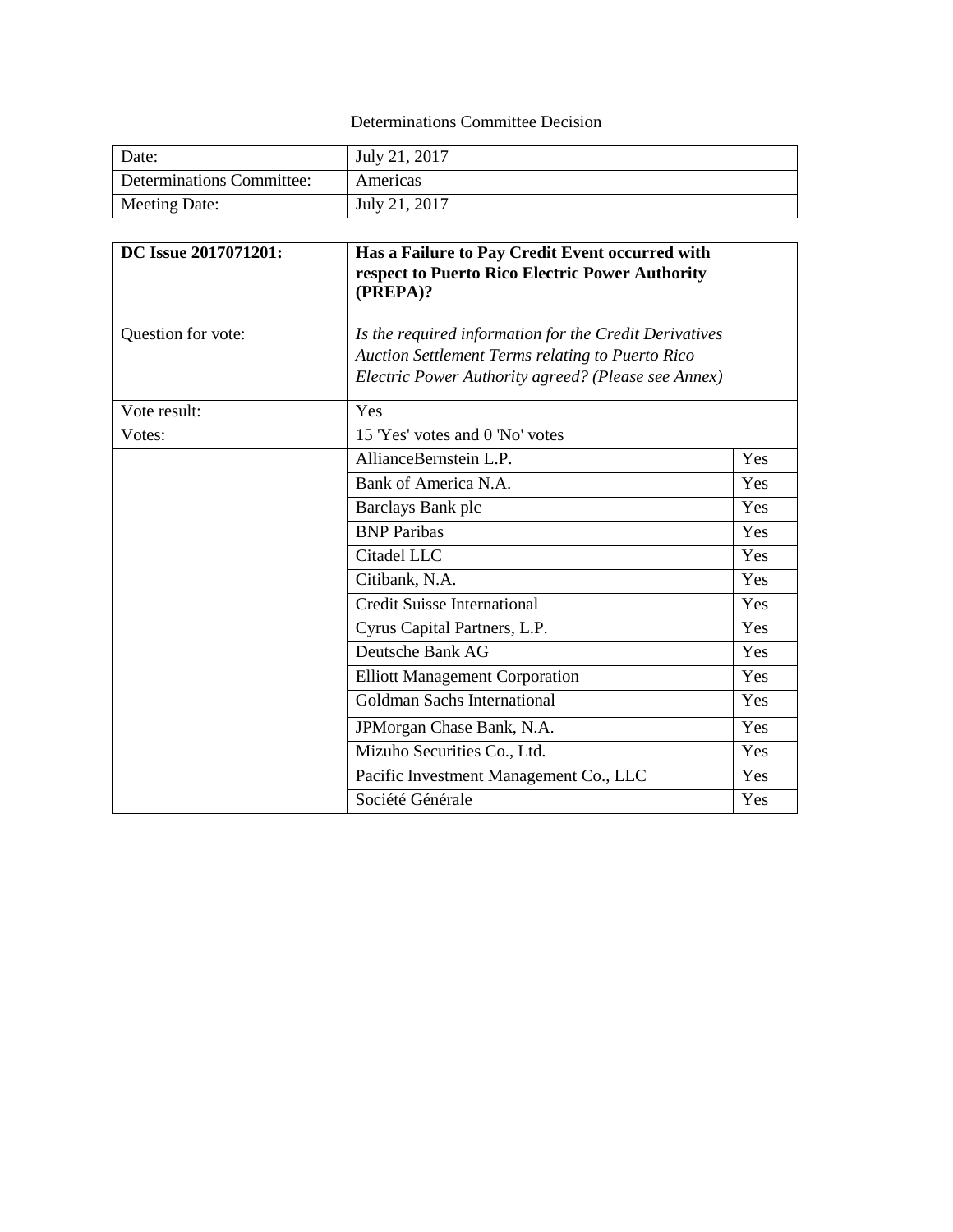Determinations Committee Decision

| Date: | July 21, 2017 |
|---|---|
| Determinations Committee: | Americas |
| Meeting Date: | July 21, 2017 |

| **DC Issue 2017071201:** | **Has a Failure to Pay Credit Event occurred with respect to Puerto Rico Electric Power Authority (PREPA)?** | |
|---|---|---|
| Question for vote: | *Is the required information for the Credit Derivatives Auction Settlement Terms relating to Puerto Rico Electric Power Authority agreed? (Please see Annex)* | |
| Vote result: | Yes | |
| Votes: | 15 'Yes' votes and 0 'No' votes | |
| | AllianceBernstein L.P. | Yes |
| | Bank of America N.A. | Yes |
| | Barclays Bank plc | Yes |
| | BNP Paribas | Yes |
| | Citadel LLC | Yes |
| | Citibank, N.A. | Yes |
| | Credit Suisse International | Yes |
| | Cyrus Capital Partners, L.P. | Yes |
| | Deutsche Bank AG | Yes |
| | Elliott Management Corporation | Yes |
| | Goldman Sachs International | Yes |
| | JPMorgan Chase Bank, N.A. | Yes |
| | Mizuho Securities Co., Ltd. | Yes |
| | Pacific Investment Management Co., LLC | Yes |
| | Société Générale | Yes |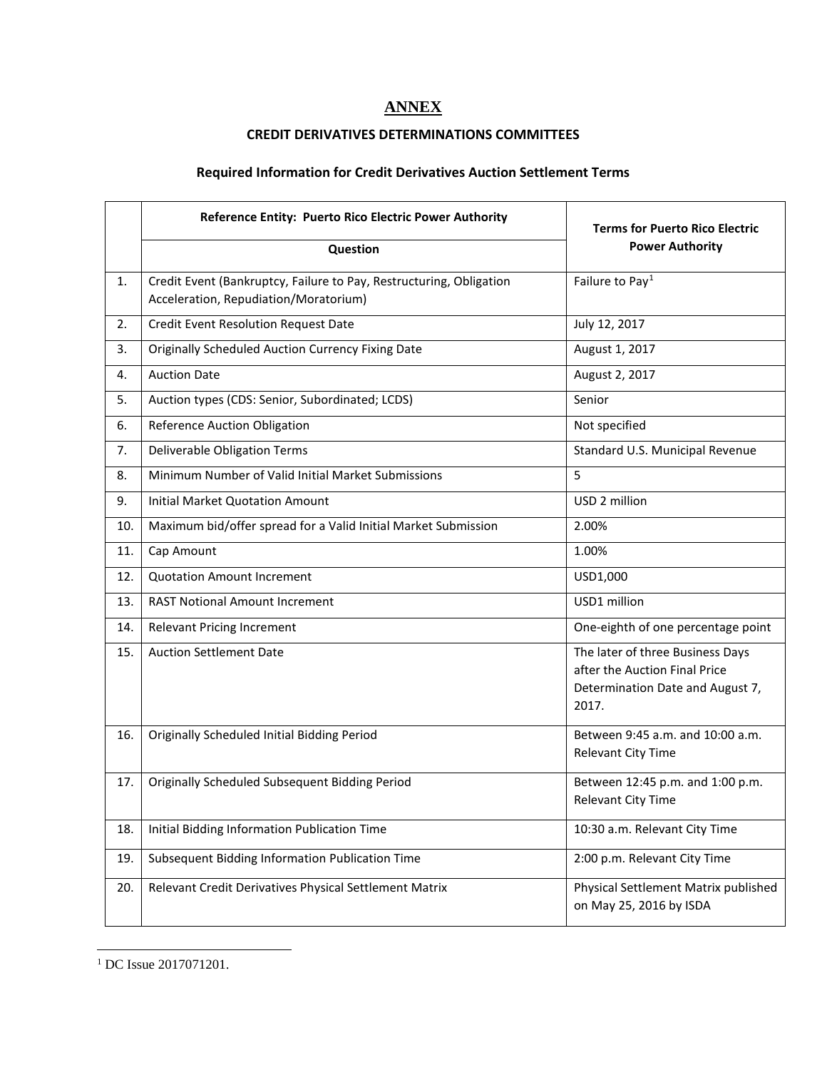# ANNEX

## CREDIT DERIVATIVES DETERMINATIONS COMMITTEES

### Required Information for Credit Derivatives Auction Settlement Terms

| | Reference Entity: Puerto Rico Electric Power Authority | Terms for Puerto Rico Electric Power Authority |
|---|---|---|
| | **Question** | |
| 1. | Credit Event (Bankruptcy, Failure to Pay, Restructuring, Obligation Acceleration, Repudiation/Moratorium) | Failure to Pay[1] |
| 2. | Credit Event Resolution Request Date | July 12, 2017 |
| 3. | Originally Scheduled Auction Currency Fixing Date | August 1, 2017 |
| 4. | Auction Date | August 2, 2017 |
| 5. | Auction types (CDS: Senior, Subordinated; LCDS) | Senior |
| 6. | Reference Auction Obligation | Not specified |
| 7. | Deliverable Obligation Terms | Standard U.S. Municipal Revenue |
| 8. | Minimum Number of Valid Initial Market Submissions | 5 |
| 9. | Initial Market Quotation Amount | USD 2 million |
| 10. | Maximum bid/offer spread for a Valid Initial Market Submission | 2.00% |
| 11. | Cap Amount | 1.00% |
| 12. | Quotation Amount Increment | USD1,000 |
| 13. | RAST Notional Amount Increment | USD1 million |
| 14. | Relevant Pricing Increment | One-eighth of one percentage point |
| 15. | Auction Settlement Date | The later of three Business Days after the Auction Final Price Determination Date and August 7, 2017. |
| 16. | Originally Scheduled Initial Bidding Period | Between 9:45 a.m. and 10:00 a.m. Relevant City Time |
| 17. | Originally Scheduled Subsequent Bidding Period | Between 12:45 p.m. and 1:00 p.m. Relevant City Time |
| 18. | Initial Bidding Information Publication Time | 10:30 a.m. Relevant City Time |
| 19. | Subsequent Bidding Information Publication Time | 2:00 p.m. Relevant City Time |
| 20. | Relevant Credit Derivatives Physical Settlement Matrix | Physical Settlement Matrix published on May 25, 2016 by ISDA |

[1] DC Issue 2017071201.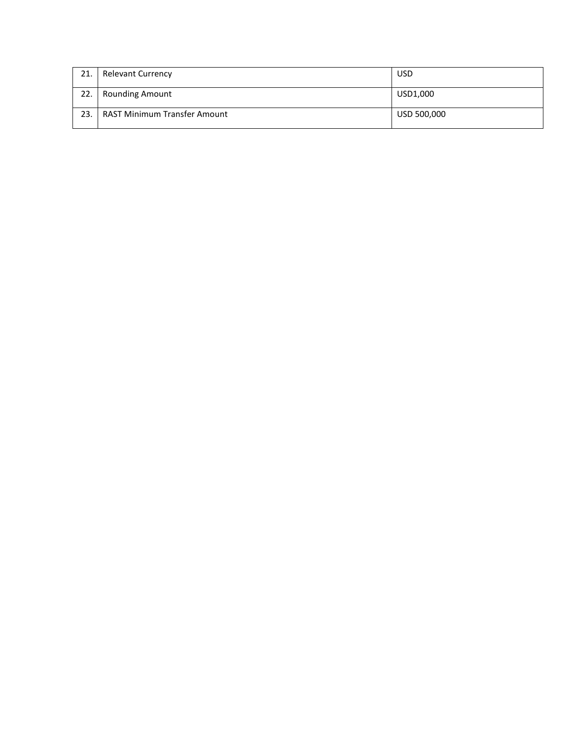| | | |
|---|---|---|
| 21. | Relevant Currency | USD |
| 22. | Rounding Amount | USD1,000 |
| 23. | RAST Minimum Transfer Amount | USD 500,000 |